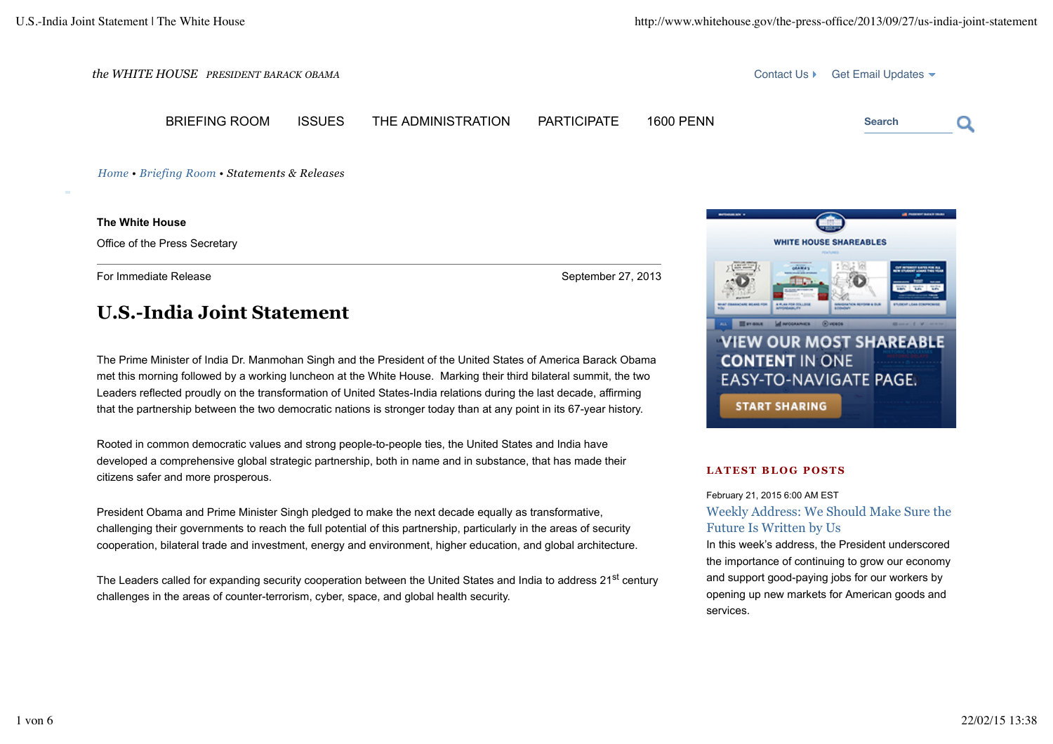the WHITE HOUSE PRESIDENT BARACK OBAMA

Contact Us Get Email Updates

BRIEFING ROOM ISSUES THE ADMINISTRATION PARTICIPATE 1600 PENN

Search

*Home • Briefing Room • Statements & Releases*

**The White House**

Office of the Press Secretary

For Immediate Release September 27, 2013

# U.S.-India Joint Statement

The Prime Minister of India Dr. Manmohan Singh and the President of the United States of America Barack Obama met this morning followed by a working luncheon at the White House. Marking their third bilateral summit, the two Leaders reflected proudly on the transformation of United States-India relations during the last decade, affirming that the partnership between the two democratic nations is stronger today than at any point in its 67-year history.

Rooted in common democratic values and strong people-to-people ties, the United States and India have developed a comprehensive global strategic partnership, both in name and in substance, that has made their citizens safer and more prosperous.

President Obama and Prime Minister Singh pledged to make the next decade equally as transformative, challenging their governments to reach the full potential of this partnership, particularly in the areas of security cooperation, bilateral trade and investment, energy and environment, higher education, and global architecture.

The Leaders called for expanding security cooperation between the United States and India to address 21st century challenges in the areas of counter-terrorism, cyber, space, and global health security.

WHITE HOUSE SHAREABLES

VIEW OUR MOST SHAREABLE CONTENT IN ONE EASY-TO-NAVIGATE PAGE.

START SHARING

## LATEST BLOG POSTS

February 21, 2015 6:00 AM EST

Weekly Address: We Should Make Sure the Future Is Written by Us

In this week's address, the President underscored the importance of continuing to grow our economy and support good-paying jobs for our workers by opening up new markets for American goods and services.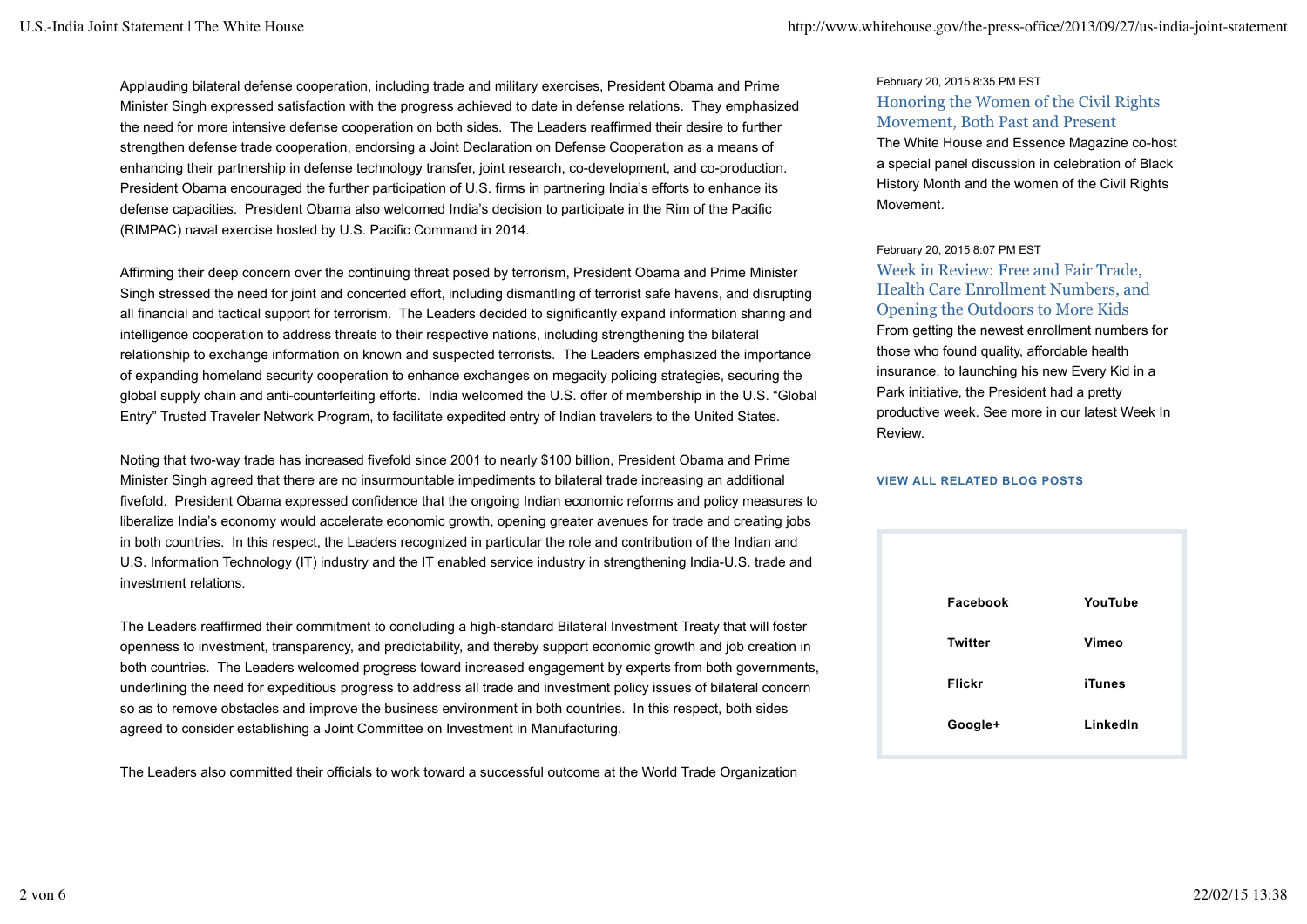Applauding bilateral defense cooperation, including trade and military exercises, President Obama and Prime Minister Singh expressed satisfaction with the progress achieved to date in defense relations. They emphasized the need for more intensive defense cooperation on both sides. The Leaders reaffirmed their desire to further strengthen defense trade cooperation, endorsing a Joint Declaration on Defense Cooperation as a means of enhancing their partnership in defense technology transfer, joint research, co-development, and co-production. President Obama encouraged the further participation of U.S. firms in partnering India's efforts to enhance its defense capacities. President Obama also welcomed India's decision to participate in the Rim of the Pacific (RIMPAC) naval exercise hosted by U.S. Pacific Command in 2014.

Affirming their deep concern over the continuing threat posed by terrorism, President Obama and Prime Minister Singh stressed the need for joint and concerted effort, including dismantling of terrorist safe havens, and disrupting all financial and tactical support for terrorism. The Leaders decided to significantly expand information sharing and intelligence cooperation to address threats to their respective nations, including strengthening the bilateral relationship to exchange information on known and suspected terrorists. The Leaders emphasized the importance of expanding homeland security cooperation to enhance exchanges on megacity policing strategies, securing the global supply chain and anti-counterfeiting efforts. India welcomed the U.S. offer of membership in the U.S. "Global Entry" Trusted Traveler Network Program, to facilitate expedited entry of Indian travelers to the United States.

Noting that two-way trade has increased fivefold since 2001 to nearly $100 billion, President Obama and Prime Minister Singh agreed that there are no insurmountable impediments to bilateral trade increasing an additional fivefold. President Obama expressed confidence that the ongoing Indian economic reforms and policy measures to liberalize India's economy would accelerate economic growth, opening greater avenues for trade and creating jobs in both countries. In this respect, the Leaders recognized in particular the role and contribution of the Indian and U.S. Information Technology (IT) industry and the IT enabled service industry in strengthening India-U.S. trade and investment relations.

The Leaders reaffirmed their commitment to concluding a high-standard Bilateral Investment Treaty that will foster openness to investment, transparency, and predictability, and thereby support economic growth and job creation in both countries. The Leaders welcomed progress toward increased engagement by experts from both governments, underlining the need for expeditious progress to address all trade and investment policy issues of bilateral concern so as to remove obstacles and improve the business environment in both countries. In this respect, both sides agreed to consider establishing a Joint Committee on Investment in Manufacturing.

The Leaders also committed their officials to work toward a successful outcome at the World Trade Organization

February 20, 2015 8:35 PM EST

### Honoring the Women of the Civil Rights Movement, Both Past and Present

The White House and Essence Magazine co-host a special panel discussion in celebration of Black History Month and the women of the Civil Rights Movement.

February 20, 2015 8:07 PM EST

### Week in Review: Free and Fair Trade, Health Care Enrollment Numbers, and Opening the Outdoors to More Kids

From getting the newest enrollment numbers for those who found quality, affordable health insurance, to launching his new Every Kid in a Park initiative, the President had a pretty productive week. See more in our latest Week In Review.

**VIEW ALL RELATED BLOG POSTS**

| | |
|---|---|
| **Facebook** | **YouTube** |
| **Twitter** | **Vimeo** |
| **Flickr** | **iTunes** |
| **Google+** | **LinkedIn** |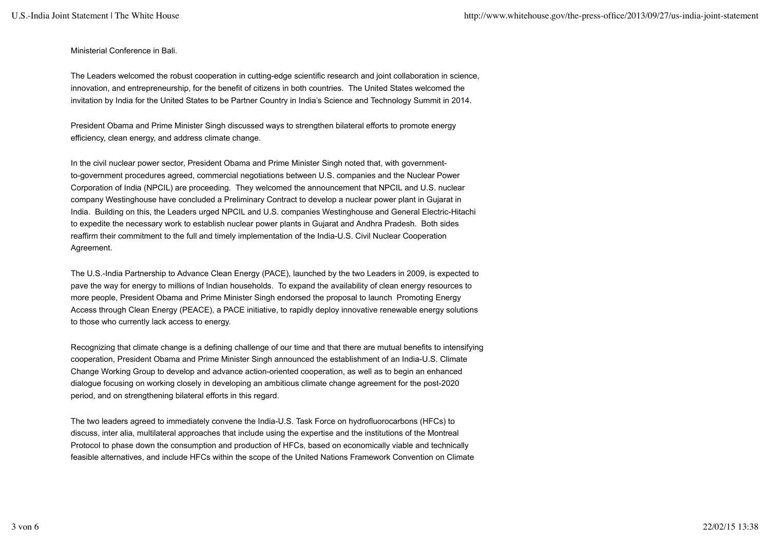Ministerial Conference in Bali.

The Leaders welcomed the robust cooperation in cutting-edge scientific research and joint collaboration in science, innovation, and entrepreneurship, for the benefit of citizens in both countries. The United States welcomed the invitation by India for the United States to be Partner Country in India's Science and Technology Summit in 2014.

President Obama and Prime Minister Singh discussed ways to strengthen bilateral efforts to promote energy efficiency, clean energy, and address climate change.

In the civil nuclear power sector, President Obama and Prime Minister Singh noted that, with government-to-government procedures agreed, commercial negotiations between U.S. companies and the Nuclear Power Corporation of India (NPCIL) are proceeding. They welcomed the announcement that NPCIL and U.S. nuclear company Westinghouse have concluded a Preliminary Contract to develop a nuclear power plant in Gujarat in India. Building on this, the Leaders urged NPCIL and U.S. companies Westinghouse and General Electric-Hitachi to expedite the necessary work to establish nuclear power plants in Gujarat and Andhra Pradesh. Both sides reaffirm their commitment to the full and timely implementation of the India-U.S. Civil Nuclear Cooperation Agreement.

The U.S.-India Partnership to Advance Clean Energy (PACE), launched by the two Leaders in 2009, is expected to pave the way for energy to millions of Indian households. To expand the availability of clean energy resources to more people, President Obama and Prime Minister Singh endorsed the proposal to launch Promoting Energy Access through Clean Energy (PEACE), a PACE initiative, to rapidly deploy innovative renewable energy solutions to those who currently lack access to energy.

Recognizing that climate change is a defining challenge of our time and that there are mutual benefits to intensifying cooperation, President Obama and Prime Minister Singh announced the establishment of an India-U.S. Climate Change Working Group to develop and advance action-oriented cooperation, as well as to begin an enhanced dialogue focusing on working closely in developing an ambitious climate change agreement for the post-2020 period, and on strengthening bilateral efforts in this regard.

The two leaders agreed to immediately convene the India-U.S. Task Force on hydrofluorocarbons (HFCs) to discuss, inter alia, multilateral approaches that include using the expertise and the institutions of the Montreal Protocol to phase down the consumption and production of HFCs, based on economically viable and technically feasible alternatives, and include HFCs within the scope of the United Nations Framework Convention on Climate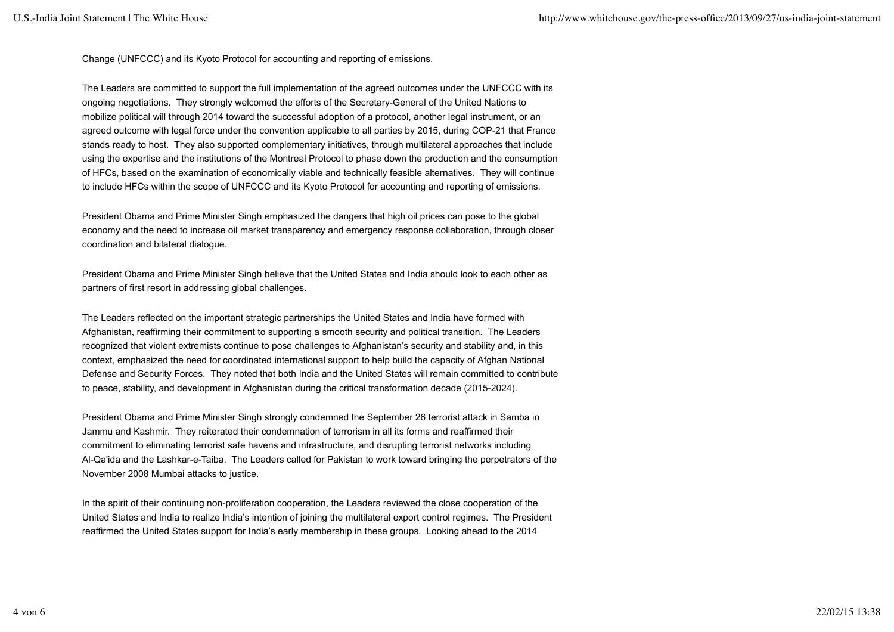Change (UNFCCC) and its Kyoto Protocol for accounting and reporting of emissions.

The Leaders are committed to support the full implementation of the agreed outcomes under the UNFCCC with its ongoing negotiations. They strongly welcomed the efforts of the Secretary-General of the United Nations to mobilize political will through 2014 toward the successful adoption of a protocol, another legal instrument, or an agreed outcome with legal force under the convention applicable to all parties by 2015, during COP-21 that France stands ready to host. They also supported complementary initiatives, through multilateral approaches that include using the expertise and the institutions of the Montreal Protocol to phase down the production and the consumption of HFCs, based on the examination of economically viable and technically feasible alternatives. They will continue to include HFCs within the scope of UNFCCC and its Kyoto Protocol for accounting and reporting of emissions.

President Obama and Prime Minister Singh emphasized the dangers that high oil prices can pose to the global economy and the need to increase oil market transparency and emergency response collaboration, through closer coordination and bilateral dialogue.

President Obama and Prime Minister Singh believe that the United States and India should look to each other as partners of first resort in addressing global challenges.

The Leaders reflected on the important strategic partnerships the United States and India have formed with Afghanistan, reaffirming their commitment to supporting a smooth security and political transition. The Leaders recognized that violent extremists continue to pose challenges to Afghanistan's security and stability and, in this context, emphasized the need for coordinated international support to help build the capacity of Afghan National Defense and Security Forces. They noted that both India and the United States will remain committed to contribute to peace, stability, and development in Afghanistan during the critical transformation decade (2015-2024).

President Obama and Prime Minister Singh strongly condemned the September 26 terrorist attack in Samba in Jammu and Kashmir. They reiterated their condemnation of terrorism in all its forms and reaffirmed their commitment to eliminating terrorist safe havens and infrastructure, and disrupting terrorist networks including Al-Qa'ida and the Lashkar-e-Taiba. The Leaders called for Pakistan to work toward bringing the perpetrators of the November 2008 Mumbai attacks to justice.

In the spirit of their continuing non-proliferation cooperation, the Leaders reviewed the close cooperation of the United States and India to realize India's intention of joining the multilateral export control regimes. The President reaffirmed the United States support for India's early membership in these groups. Looking ahead to the 2014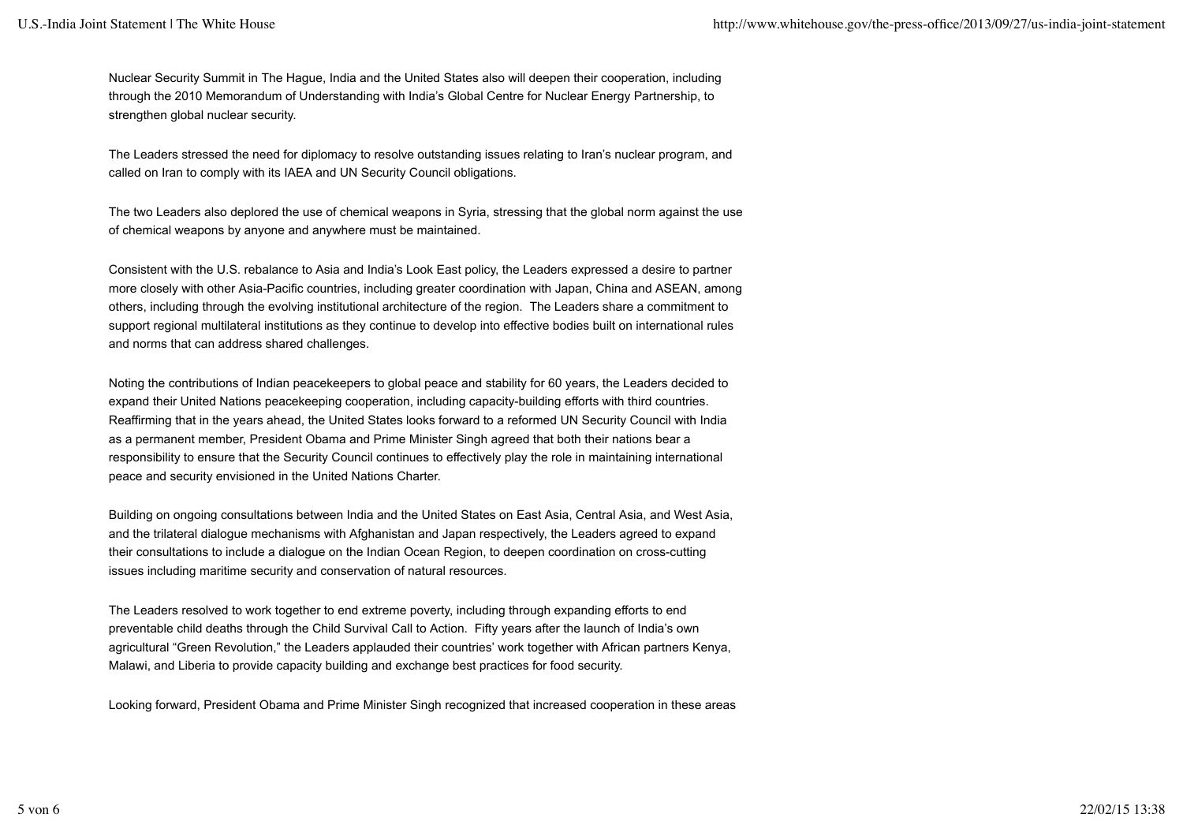Nuclear Security Summit in The Hague, India and the United States also will deepen their cooperation, including through the 2010 Memorandum of Understanding with India's Global Centre for Nuclear Energy Partnership, to strengthen global nuclear security.

The Leaders stressed the need for diplomacy to resolve outstanding issues relating to Iran's nuclear program, and called on Iran to comply with its IAEA and UN Security Council obligations.

The two Leaders also deplored the use of chemical weapons in Syria, stressing that the global norm against the use of chemical weapons by anyone and anywhere must be maintained.

Consistent with the U.S. rebalance to Asia and India's Look East policy, the Leaders expressed a desire to partner more closely with other Asia-Pacific countries, including greater coordination with Japan, China and ASEAN, among others, including through the evolving institutional architecture of the region. The Leaders share a commitment to support regional multilateral institutions as they continue to develop into effective bodies built on international rules and norms that can address shared challenges.

Noting the contributions of Indian peacekeepers to global peace and stability for 60 years, the Leaders decided to expand their United Nations peacekeeping cooperation, including capacity-building efforts with third countries. Reaffirming that in the years ahead, the United States looks forward to a reformed UN Security Council with India as a permanent member, President Obama and Prime Minister Singh agreed that both their nations bear a responsibility to ensure that the Security Council continues to effectively play the role in maintaining international peace and security envisioned in the United Nations Charter.

Building on ongoing consultations between India and the United States on East Asia, Central Asia, and West Asia, and the trilateral dialogue mechanisms with Afghanistan and Japan respectively, the Leaders agreed to expand their consultations to include a dialogue on the Indian Ocean Region, to deepen coordination on cross-cutting issues including maritime security and conservation of natural resources.

The Leaders resolved to work together to end extreme poverty, including through expanding efforts to end preventable child deaths through the Child Survival Call to Action. Fifty years after the launch of India's own agricultural "Green Revolution," the Leaders applauded their countries' work together with African partners Kenya, Malawi, and Liberia to provide capacity building and exchange best practices for food security.

Looking forward, President Obama and Prime Minister Singh recognized that increased cooperation in these areas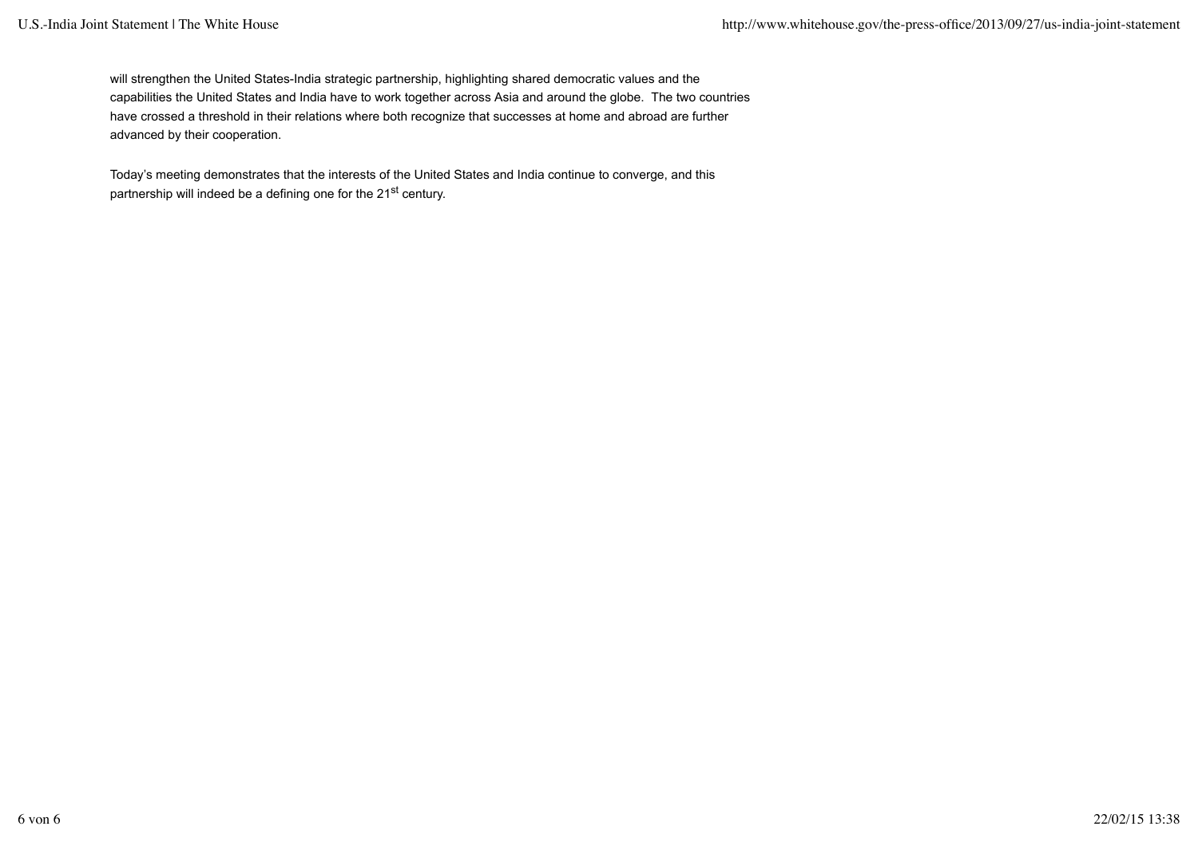will strengthen the United States-India strategic partnership, highlighting shared democratic values and the capabilities the United States and India have to work together across Asia and around the globe. The two countries have crossed a threshold in their relations where both recognize that successes at home and abroad are further advanced by their cooperation.

Today's meeting demonstrates that the interests of the United States and India continue to converge, and this partnership will indeed be a defining one for the 21st century.